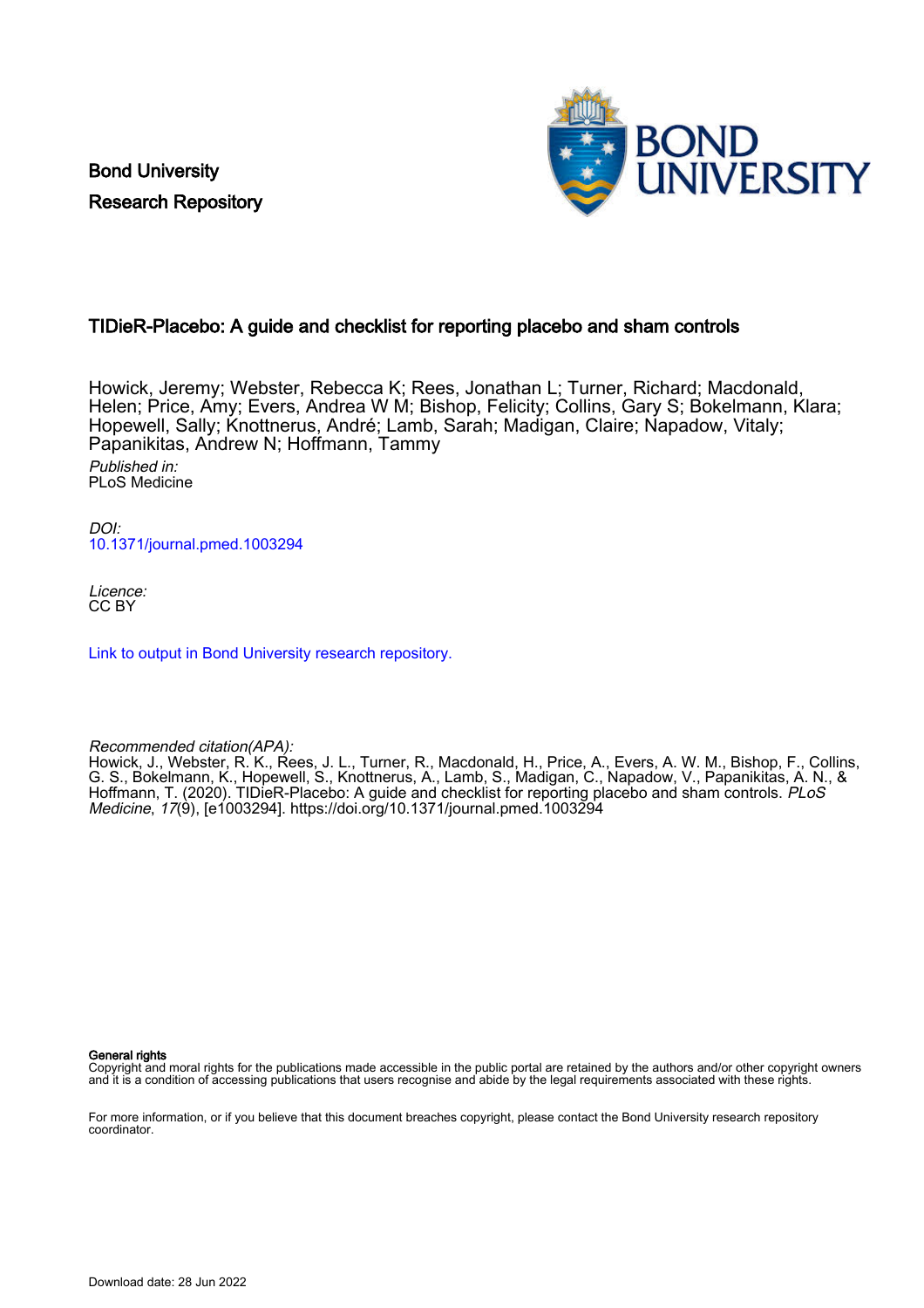Bond University
Research Repository

## TIDieR-Placebo: A guide and checklist for reporting placebo and sham controls

Howick, Jeremy; Webster, Rebecca K; Rees, Jonathan L; Turner, Richard; Macdonald, Helen; Price, Amy; Evers, Andrea W M; Bishop, Felicity; Collins, Gary S; Bokelmann, Klara; Hopewell, Sally; Knottnerus, André; Lamb, Sarah; Madigan, Claire; Napadow, Vitaly; Papanikitas, Andrew N; Hoffmann, Tammy

*Published in:*
PLoS Medicine

*DOI:*
10.1371/journal.pmed.1003294

*Licence:*
CC BY

Link to output in Bond University research repository.

*Recommended citation(APA):*
Howick, J., Webster, R. K., Rees, J. L., Turner, R., Macdonald, H., Price, A., Evers, A. W. M., Bishop, F., Collins, G. S., Bokelmann, K., Hopewell, S., Knottnerus, A., Lamb, S., Madigan, C., Napadow, V., Papanikitas, A. N., & Hoffmann, T. (2020). TIDieR-Placebo: A guide and checklist for reporting placebo and sham controls. *PLoS Medicine*, *17*(9), [e1003294]. https://doi.org/10.1371/journal.pmed.1003294

**General rights**
Copyright and moral rights for the publications made accessible in the public portal are retained by the authors and/or other copyright owners and it is a condition of accessing publications that users recognise and abide by the legal requirements associated with these rights.

For more information, or if you believe that this document breaches copyright, please contact the Bond University research repository coordinator.

Download date: 28 Jun 2022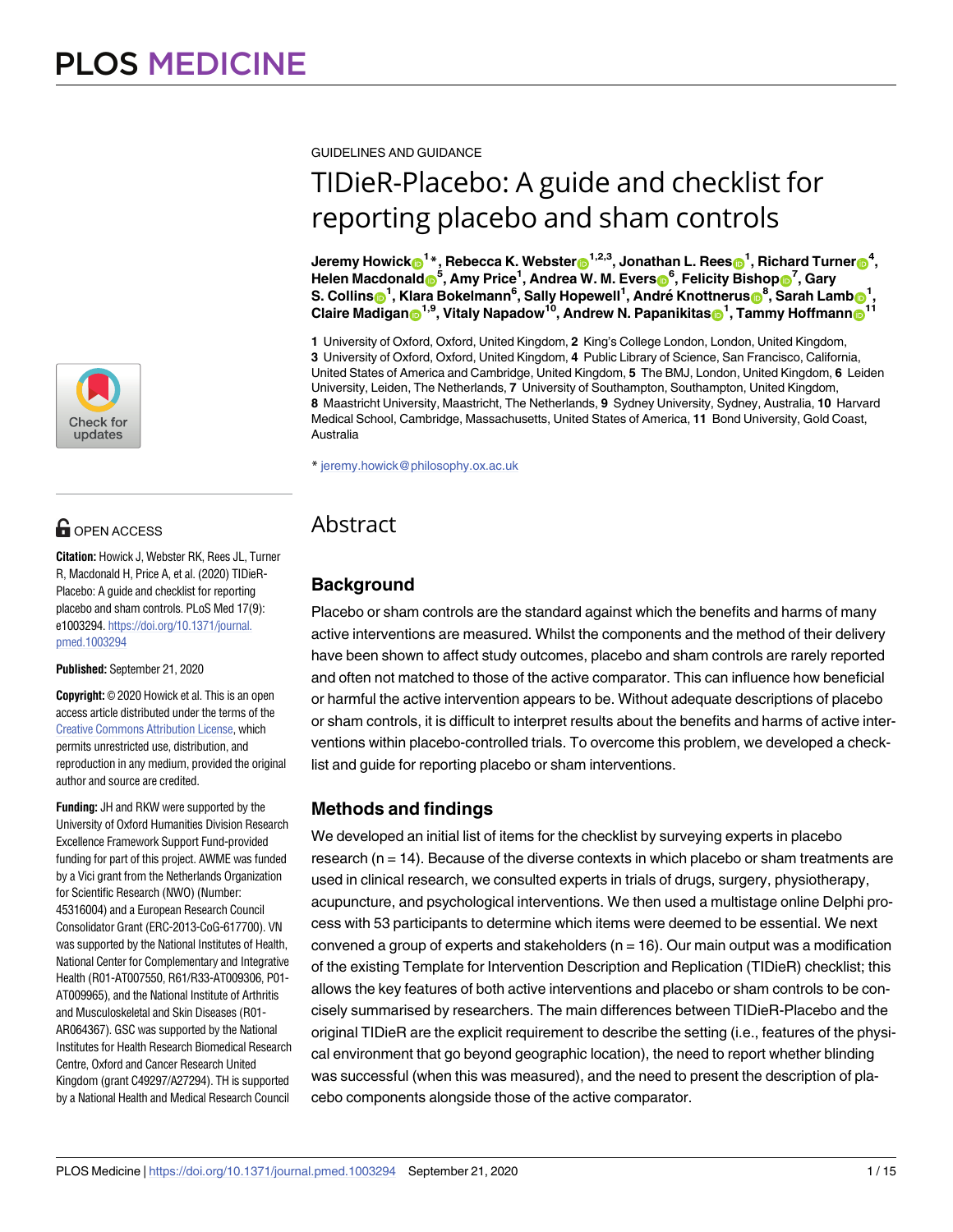GUIDELINES AND GUIDANCE

# TIDieR-Placebo: A guide and checklist for reporting placebo and sham controls

**Jeremy Howick**[1*], **Rebecca K. Webster**[1,2,3], **Jonathan L. Rees**[1], **Richard Turner**[4], **Helen Macdonald**[5], **Amy Price**[1], **Andrea W. M. Evers**[6], **Felicity Bishop**[7], **Gary S. Collins**[1], **Klara Bokelmann**[6], **Sally Hopewell**[1], **André Knottnerus**[8], **Sarah Lamb**[1], **Claire Madigan**[1,9], **Vitaly Napadow**[10], **Andrew N. Papanikitas**[1], **Tammy Hoffmann**[11]

**1** University of Oxford, Oxford, United Kingdom, **2** King's College London, London, United Kingdom, **3** University of Oxford, Oxford, United Kingdom, **4** Public Library of Science, San Francisco, California, United States of America and Cambridge, United Kingdom, **5** The BMJ, London, United Kingdom, **6** Leiden University, Leiden, The Netherlands, **7** University of Southampton, Southampton, United Kingdom, **8** Maastricht University, Maastricht, The Netherlands, **9** Sydney University, Sydney, Australia, **10** Harvard Medical School, Cambridge, Massachusetts, United States of America, **11** Bond University, Gold Coast, Australia

* jeremy.howick@philosophy.ox.ac.uk

OPEN ACCESS

**Citation:** Howick J, Webster RK, Rees JL, Turner R, Macdonald H, Price A, et al. (2020) TIDieR-Placebo: A guide and checklist for reporting placebo and sham controls. PLoS Med 17(9): e1003294. https://doi.org/10.1371/journal.pmed.1003294

**Published:** September 21, 2020

**Copyright:** © 2020 Howick et al. This is an open access article distributed under the terms of the Creative Commons Attribution License, which permits unrestricted use, distribution, and reproduction in any medium, provided the original author and source are credited.

**Funding:** JH and RKW were supported by the University of Oxford Humanities Division Research Excellence Framework Support Fund-provided funding for part of this project. AWME was funded by a Vici grant from the Netherlands Organization for Scientific Research (NWO) (Number: 45316004) and a European Research Council Consolidator Grant (ERC-2013-CoG-617700). VN was supported by the National Institutes of Health, National Center for Complementary and Integrative Health (R01-AT007550, R61/R33-AT009306, P01-AT009965), and the National Institute of Arthritis and Musculoskeletal and Skin Diseases (R01-AR064367). GSC was supported by the National Institutes for Health Research Biomedical Research Centre, Oxford and Cancer Research United Kingdom (grant C49297/A27294). TH is supported by a National Health and Medical Research Council

## Abstract

### Background

Placebo or sham controls are the standard against which the benefits and harms of many active interventions are measured. Whilst the components and the method of their delivery have been shown to affect study outcomes, placebo and sham controls are rarely reported and often not matched to those of the active comparator. This can influence how beneficial or harmful the active intervention appears to be. Without adequate descriptions of placebo or sham controls, it is difficult to interpret results about the benefits and harms of active interventions within placebo-controlled trials. To overcome this problem, we developed a checklist and guide for reporting placebo or sham interventions.

### Methods and findings

We developed an initial list of items for the checklist by surveying experts in placebo research (n = 14). Because of the diverse contexts in which placebo or sham treatments are used in clinical research, we consulted experts in trials of drugs, surgery, physiotherapy, acupuncture, and psychological interventions. We then used a multistage online Delphi process with 53 participants to determine which items were deemed to be essential. We next convened a group of experts and stakeholders (n = 16). Our main output was a modification of the existing Template for Intervention Description and Replication (TIDieR) checklist; this allows the key features of both active interventions and placebo or sham controls to be concisely summarised by researchers. The main differences between TIDieR-Placebo and the original TIDieR are the explicit requirement to describe the setting (i.e., features of the physical environment that go beyond geographic location), the need to report whether blinding was successful (when this was measured), and the need to present the description of placebo components alongside those of the active comparator.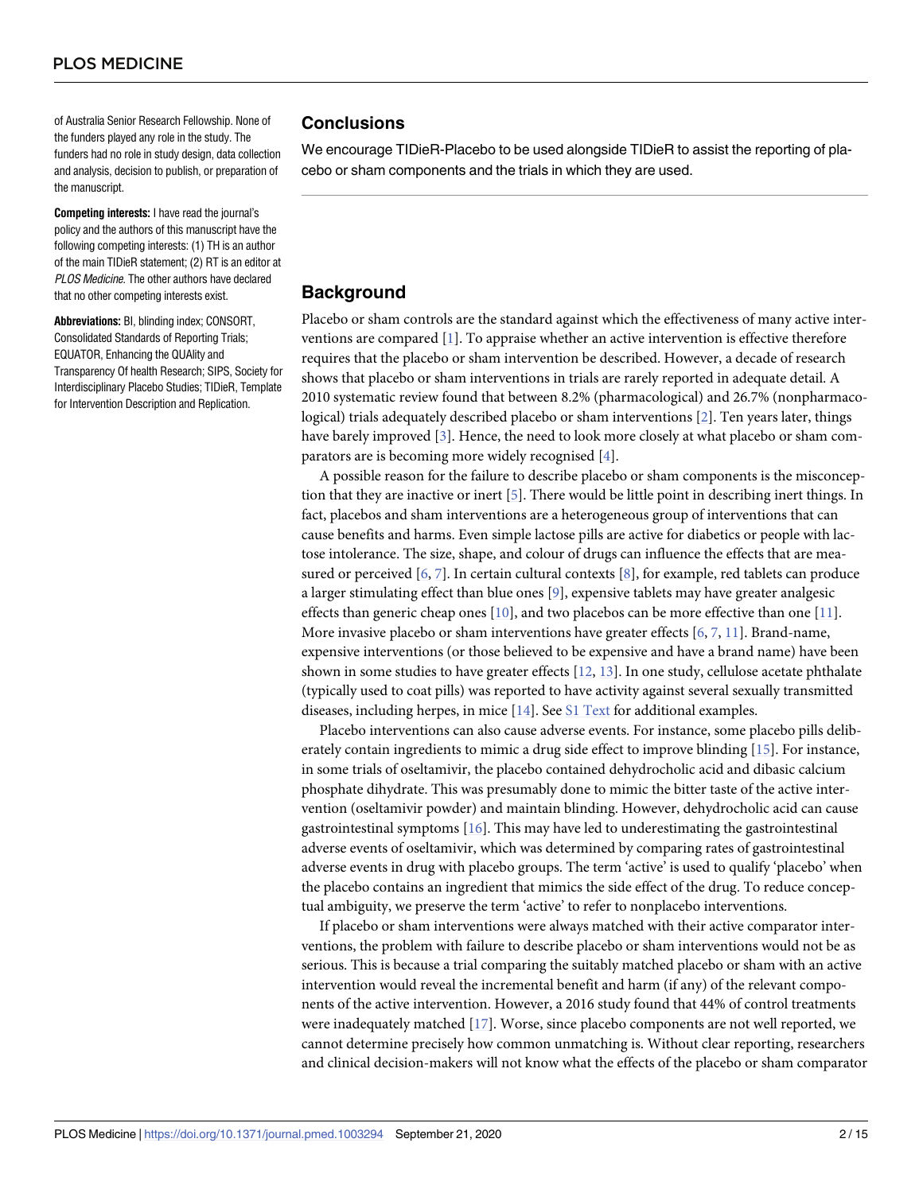of Australia Senior Research Fellowship. None of the funders played any role in the study. The funders had no role in study design, data collection and analysis, decision to publish, or preparation of the manuscript.

**Competing interests:** I have read the journal's policy and the authors of this manuscript have the following competing interests: (1) TH is an author of the main TIDieR statement; (2) RT is an editor at *PLOS Medicine*. The other authors have declared that no other competing interests exist.

**Abbreviations:** BI, blinding index; CONSORT, Consolidated Standards of Reporting Trials; EQUATOR, Enhancing the QUAlity and Transparency Of health Research; SIPS, Society for Interdisciplinary Placebo Studies; TIDieR, Template for Intervention Description and Replication.

## Conclusions

We encourage TIDieR-Placebo to be used alongside TIDieR to assist the reporting of placebo or sham components and the trials in which they are used.

## Background

Placebo or sham controls are the standard against which the effectiveness of many active interventions are compared [1]. To appraise whether an active intervention is effective therefore requires that the placebo or sham intervention be described. However, a decade of research shows that placebo or sham interventions in trials are rarely reported in adequate detail. A 2010 systematic review found that between 8.2% (pharmacological) and 26.7% (nonpharmacological) trials adequately described placebo or sham interventions [2]. Ten years later, things have barely improved [3]. Hence, the need to look more closely at what placebo or sham comparators are is becoming more widely recognised [4].

A possible reason for the failure to describe placebo or sham components is the misconception that they are inactive or inert [5]. There would be little point in describing inert things. In fact, placebos and sham interventions are a heterogeneous group of interventions that can cause benefits and harms. Even simple lactose pills are active for diabetics or people with lactose intolerance. The size, shape, and colour of drugs can influence the effects that are measured or perceived [6, 7]. In certain cultural contexts [8], for example, red tablets can produce a larger stimulating effect than blue ones [9], expensive tablets may have greater analgesic effects than generic cheap ones [10], and two placebos can be more effective than one [11]. More invasive placebo or sham interventions have greater effects [6, 7, 11]. Brand-name, expensive interventions (or those believed to be expensive and have a brand name) have been shown in some studies to have greater effects [12, 13]. In one study, cellulose acetate phthalate (typically used to coat pills) was reported to have activity against several sexually transmitted diseases, including herpes, in mice [14]. See S1 Text for additional examples.

Placebo interventions can also cause adverse events. For instance, some placebo pills deliberately contain ingredients to mimic a drug side effect to improve blinding [15]. For instance, in some trials of oseltamivir, the placebo contained dehydrocholic acid and dibasic calcium phosphate dihydrate. This was presumably done to mimic the bitter taste of the active intervention (oseltamivir powder) and maintain blinding. However, dehydrocholic acid can cause gastrointestinal symptoms [16]. This may have led to underestimating the gastrointestinal adverse events of oseltamivir, which was determined by comparing rates of gastrointestinal adverse events in drug with placebo groups. The term 'active' is used to qualify 'placebo' when the placebo contains an ingredient that mimics the side effect of the drug. To reduce conceptual ambiguity, we preserve the term 'active' to refer to nonplacebo interventions.

If placebo or sham interventions were always matched with their active comparator interventions, the problem with failure to describe placebo or sham interventions would not be as serious. This is because a trial comparing the suitably matched placebo or sham with an active intervention would reveal the incremental benefit and harm (if any) of the relevant components of the active intervention. However, a 2016 study found that 44% of control treatments were inadequately matched [17]. Worse, since placebo components are not well reported, we cannot determine precisely how common unmatching is. Without clear reporting, researchers and clinical decision-makers will not know what the effects of the placebo or sham comparator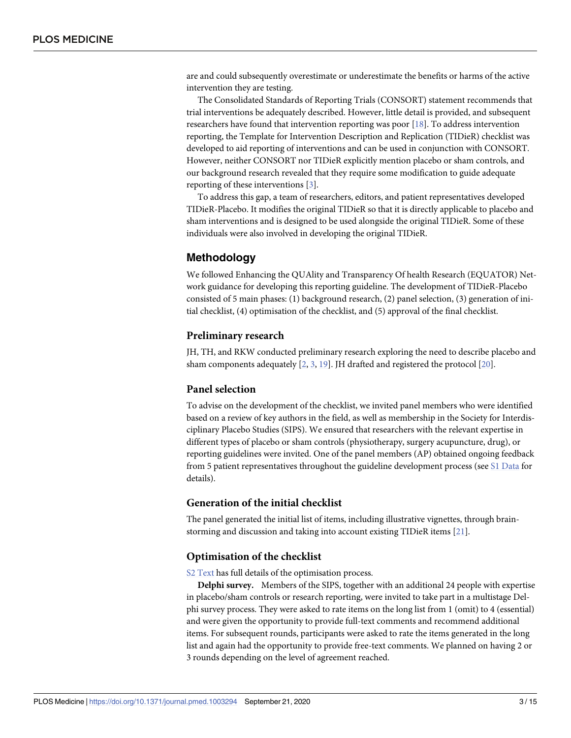are and could subsequently overestimate or underestimate the benefits or harms of the active intervention they are testing.

The Consolidated Standards of Reporting Trials (CONSORT) statement recommends that trial interventions be adequately described. However, little detail is provided, and subsequent researchers have found that intervention reporting was poor [18]. To address intervention reporting, the Template for Intervention Description and Replication (TIDieR) checklist was developed to aid reporting of interventions and can be used in conjunction with CONSORT. However, neither CONSORT nor TIDieR explicitly mention placebo or sham controls, and our background research revealed that they require some modification to guide adequate reporting of these interventions [3].

To address this gap, a team of researchers, editors, and patient representatives developed TIDieR-Placebo. It modifies the original TIDieR so that it is directly applicable to placebo and sham interventions and is designed to be used alongside the original TIDieR. Some of these individuals were also involved in developing the original TIDieR.

## Methodology

We followed Enhancing the QUAlity and Transparency Of health Research (EQUATOR) Network guidance for developing this reporting guideline. The development of TIDieR-Placebo consisted of 5 main phases: (1) background research, (2) panel selection, (3) generation of initial checklist, (4) optimisation of the checklist, and (5) approval of the final checklist.

### Preliminary research

JH, TH, and RKW conducted preliminary research exploring the need to describe placebo and sham components adequately [2, 3, 19]. JH drafted and registered the protocol [20].

### Panel selection

To advise on the development of the checklist, we invited panel members who were identified based on a review of key authors in the field, as well as membership in the Society for Interdisciplinary Placebo Studies (SIPS). We ensured that researchers with the relevant expertise in different types of placebo or sham controls (physiotherapy, surgery acupuncture, drug), or reporting guidelines were invited. One of the panel members (AP) obtained ongoing feedback from 5 patient representatives throughout the guideline development process (see S1 Data for details).

### Generation of the initial checklist

The panel generated the initial list of items, including illustrative vignettes, through brainstorming and discussion and taking into account existing TIDieR items [21].

### Optimisation of the checklist

S2 Text has full details of the optimisation process.

**Delphi survey.** Members of the SIPS, together with an additional 24 people with expertise in placebo/sham controls or research reporting, were invited to take part in a multistage Delphi survey process. They were asked to rate items on the long list from 1 (omit) to 4 (essential) and were given the opportunity to provide full-text comments and recommend additional items. For subsequent rounds, participants were asked to rate the items generated in the long list and again had the opportunity to provide free-text comments. We planned on having 2 or 3 rounds depending on the level of agreement reached.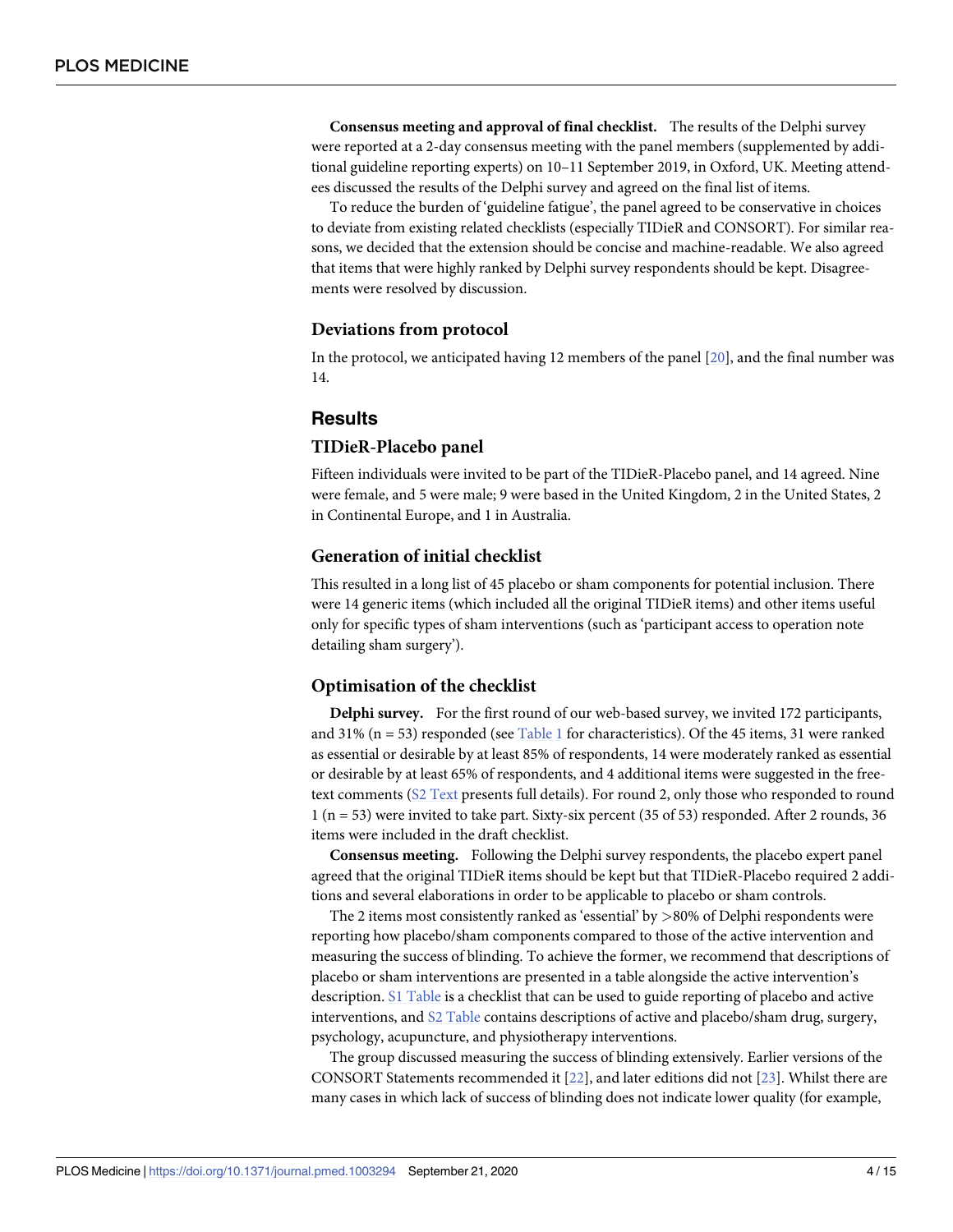**Consensus meeting and approval of final checklist.** The results of the Delphi survey were reported at a 2-day consensus meeting with the panel members (supplemented by additional guideline reporting experts) on 10–11 September 2019, in Oxford, UK. Meeting attendees discussed the results of the Delphi survey and agreed on the final list of items.

To reduce the burden of 'guideline fatigue', the panel agreed to be conservative in choices to deviate from existing related checklists (especially TIDieR and CONSORT). For similar reasons, we decided that the extension should be concise and machine-readable. We also agreed that items that were highly ranked by Delphi survey respondents should be kept. Disagreements were resolved by discussion.

### Deviations from protocol

In the protocol, we anticipated having 12 members of the panel [20], and the final number was 14.

## Results

### TIDieR-Placebo panel

Fifteen individuals were invited to be part of the TIDieR-Placebo panel, and 14 agreed. Nine were female, and 5 were male; 9 were based in the United Kingdom, 2 in the United States, 2 in Continental Europe, and 1 in Australia.

### Generation of initial checklist

This resulted in a long list of 45 placebo or sham components for potential inclusion. There were 14 generic items (which included all the original TIDieR items) and other items useful only for specific types of sham interventions (such as 'participant access to operation note detailing sham surgery').

### Optimisation of the checklist

**Delphi survey.** For the first round of our web-based survey, we invited 172 participants, and 31% (n = 53) responded (see Table 1 for characteristics). Of the 45 items, 31 were ranked as essential or desirable by at least 85% of respondents, 14 were moderately ranked as essential or desirable by at least 65% of respondents, and 4 additional items were suggested in the free-text comments (S2 Text presents full details). For round 2, only those who responded to round 1 (n = 53) were invited to take part. Sixty-six percent (35 of 53) responded. After 2 rounds, 36 items were included in the draft checklist.

**Consensus meeting.** Following the Delphi survey respondents, the placebo expert panel agreed that the original TIDieR items should be kept but that TIDieR-Placebo required 2 additions and several elaborations in order to be applicable to placebo or sham controls.

The 2 items most consistently ranked as 'essential' by >80% of Delphi respondents were reporting how placebo/sham components compared to those of the active intervention and measuring the success of blinding. To achieve the former, we recommend that descriptions of placebo or sham interventions are presented in a table alongside the active intervention's description. S1 Table is a checklist that can be used to guide reporting of placebo and active interventions, and S2 Table contains descriptions of active and placebo/sham drug, surgery, psychology, acupuncture, and physiotherapy interventions.

The group discussed measuring the success of blinding extensively. Earlier versions of the CONSORT Statements recommended it [22], and later editions did not [23]. Whilst there are many cases in which lack of success of blinding does not indicate lower quality (for example,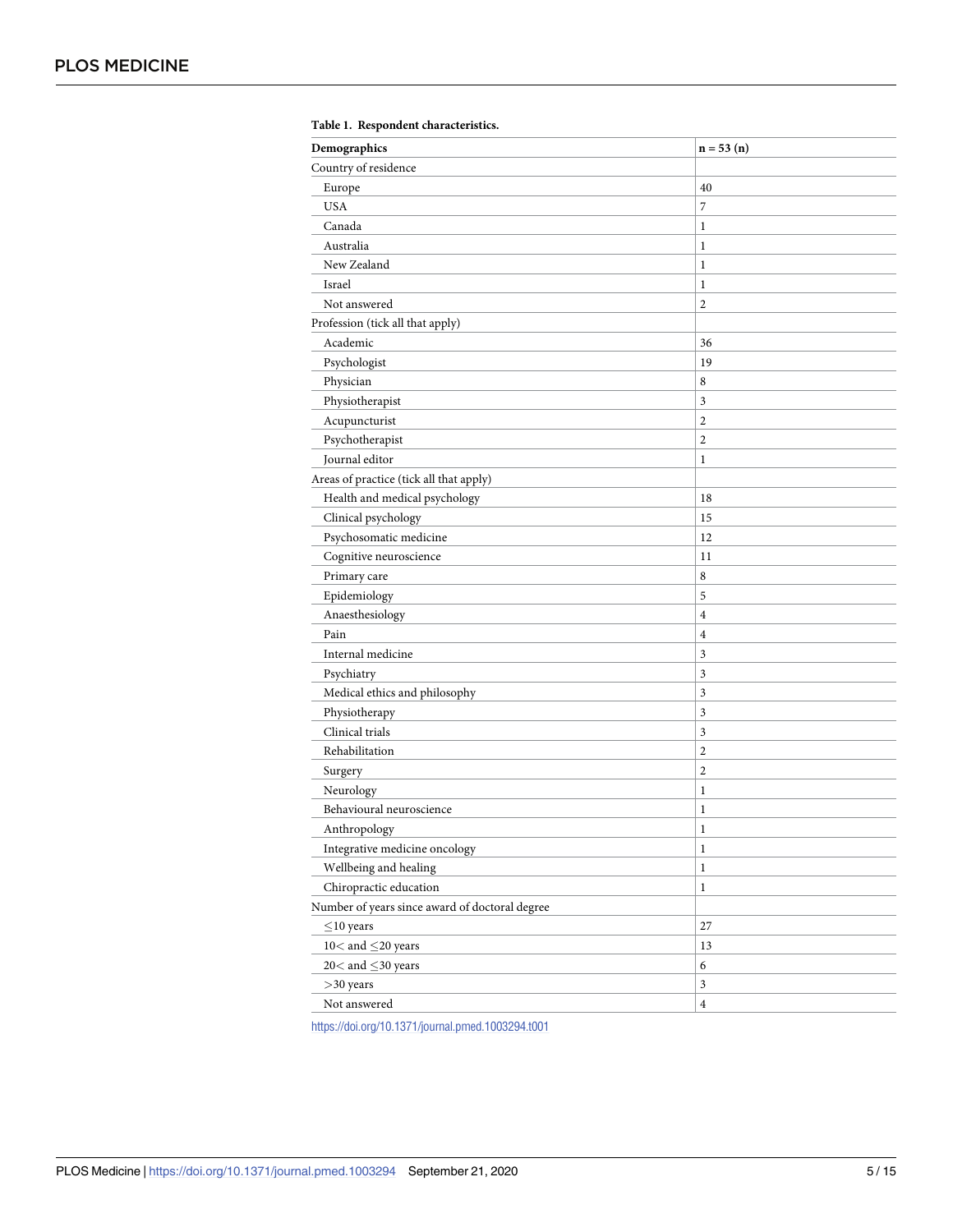**Table 1. Respondent characteristics.**

| Demographics | n = 53 (n) |
|---|---|
| Country of residence | |
| Europe | 40 |
| USA | 7 |
| Canada | 1 |
| Australia | 1 |
| New Zealand | 1 |
| Israel | 1 |
| Not answered | 2 |
| Profession (tick all that apply) | |
| Academic | 36 |
| Psychologist | 19 |
| Physician | 8 |
| Physiotherapist | 3 |
| Acupuncturist | 2 |
| Psychotherapist | 2 |
| Journal editor | 1 |
| Areas of practice (tick all that apply) | |
| Health and medical psychology | 18 |
| Clinical psychology | 15 |
| Psychosomatic medicine | 12 |
| Cognitive neuroscience | 11 |
| Primary care | 8 |
| Epidemiology | 5 |
| Anaesthesiology | 4 |
| Pain | 4 |
| Internal medicine | 3 |
| Psychiatry | 3 |
| Medical ethics and philosophy | 3 |
| Physiotherapy | 3 |
| Clinical trials | 3 |
| Rehabilitation | 2 |
| Surgery | 2 |
| Neurology | 1 |
| Behavioural neuroscience | 1 |
| Anthropology | 1 |
| Integrative medicine oncology | 1 |
| Wellbeing and healing | 1 |
| Chiropractic education | 1 |
| Number of years since award of doctoral degree | |
| ≤10 years | 27 |
| 10< and ≤20 years | 13 |
| 20< and ≤30 years | 6 |
| >30 years | 3 |
| Not answered | 4 |

https://doi.org/10.1371/journal.pmed.1003294.t001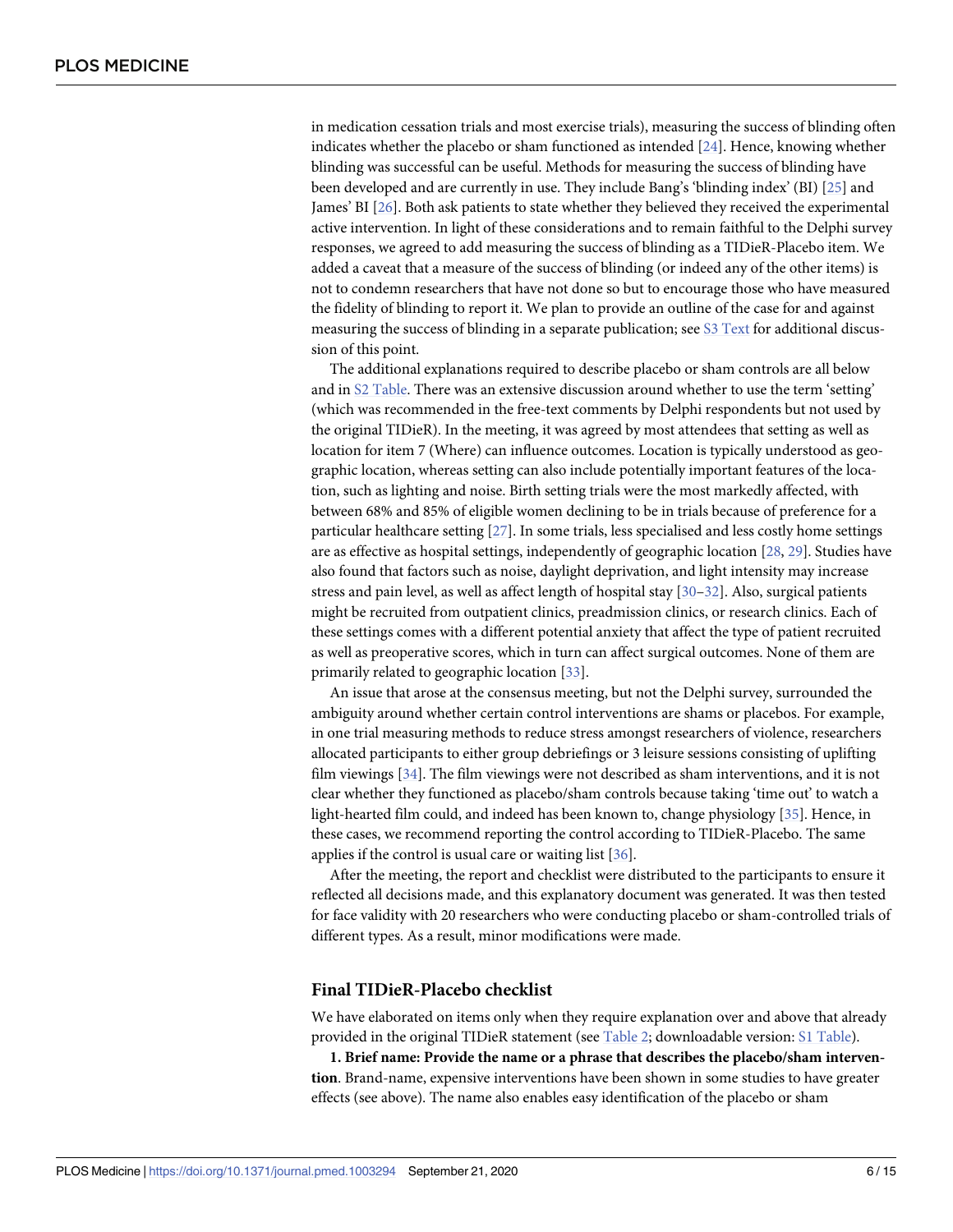in medication cessation trials and most exercise trials), measuring the success of blinding often indicates whether the placebo or sham functioned as intended [24]. Hence, knowing whether blinding was successful can be useful. Methods for measuring the success of blinding have been developed and are currently in use. They include Bang's 'blinding index' (BI) [25] and James' BI [26]. Both ask patients to state whether they believed they received the experimental active intervention. In light of these considerations and to remain faithful to the Delphi survey responses, we agreed to add measuring the success of blinding as a TIDieR-Placebo item. We added a caveat that a measure of the success of blinding (or indeed any of the other items) is not to condemn researchers that have not done so but to encourage those who have measured the fidelity of blinding to report it. We plan to provide an outline of the case for and against measuring the success of blinding in a separate publication; see S3 Text for additional discussion of this point.

The additional explanations required to describe placebo or sham controls are all below and in S2 Table. There was an extensive discussion around whether to use the term 'setting' (which was recommended in the free-text comments by Delphi respondents but not used by the original TIDieR). In the meeting, it was agreed by most attendees that setting as well as location for item 7 (Where) can influence outcomes. Location is typically understood as geographic location, whereas setting can also include potentially important features of the location, such as lighting and noise. Birth setting trials were the most markedly affected, with between 68% and 85% of eligible women declining to be in trials because of preference for a particular healthcare setting [27]. In some trials, less specialised and less costly home settings are as effective as hospital settings, independently of geographic location [28, 29]. Studies have also found that factors such as noise, daylight deprivation, and light intensity may increase stress and pain level, as well as affect length of hospital stay [30–32]. Also, surgical patients might be recruited from outpatient clinics, preadmission clinics, or research clinics. Each of these settings comes with a different potential anxiety that affect the type of patient recruited as well as preoperative scores, which in turn can affect surgical outcomes. None of them are primarily related to geographic location [33].

An issue that arose at the consensus meeting, but not the Delphi survey, surrounded the ambiguity around whether certain control interventions are shams or placebos. For example, in one trial measuring methods to reduce stress amongst researchers of violence, researchers allocated participants to either group debriefings or 3 leisure sessions consisting of uplifting film viewings [34]. The film viewings were not described as sham interventions, and it is not clear whether they functioned as placebo/sham controls because taking 'time out' to watch a light-hearted film could, and indeed has been known to, change physiology [35]. Hence, in these cases, we recommend reporting the control according to TIDieR-Placebo. The same applies if the control is usual care or waiting list [36].

After the meeting, the report and checklist were distributed to the participants to ensure it reflected all decisions made, and this explanatory document was generated. It was then tested for face validity with 20 researchers who were conducting placebo or sham-controlled trials of different types. As a result, minor modifications were made.

## Final TIDieR-Placebo checklist

We have elaborated on items only when they require explanation over and above that already provided in the original TIDieR statement (see Table 2; downloadable version: S1 Table).

**1. Brief name: Provide the name or a phrase that describes the placebo/sham intervention**. Brand-name, expensive interventions have been shown in some studies to have greater effects (see above). The name also enables easy identification of the placebo or sham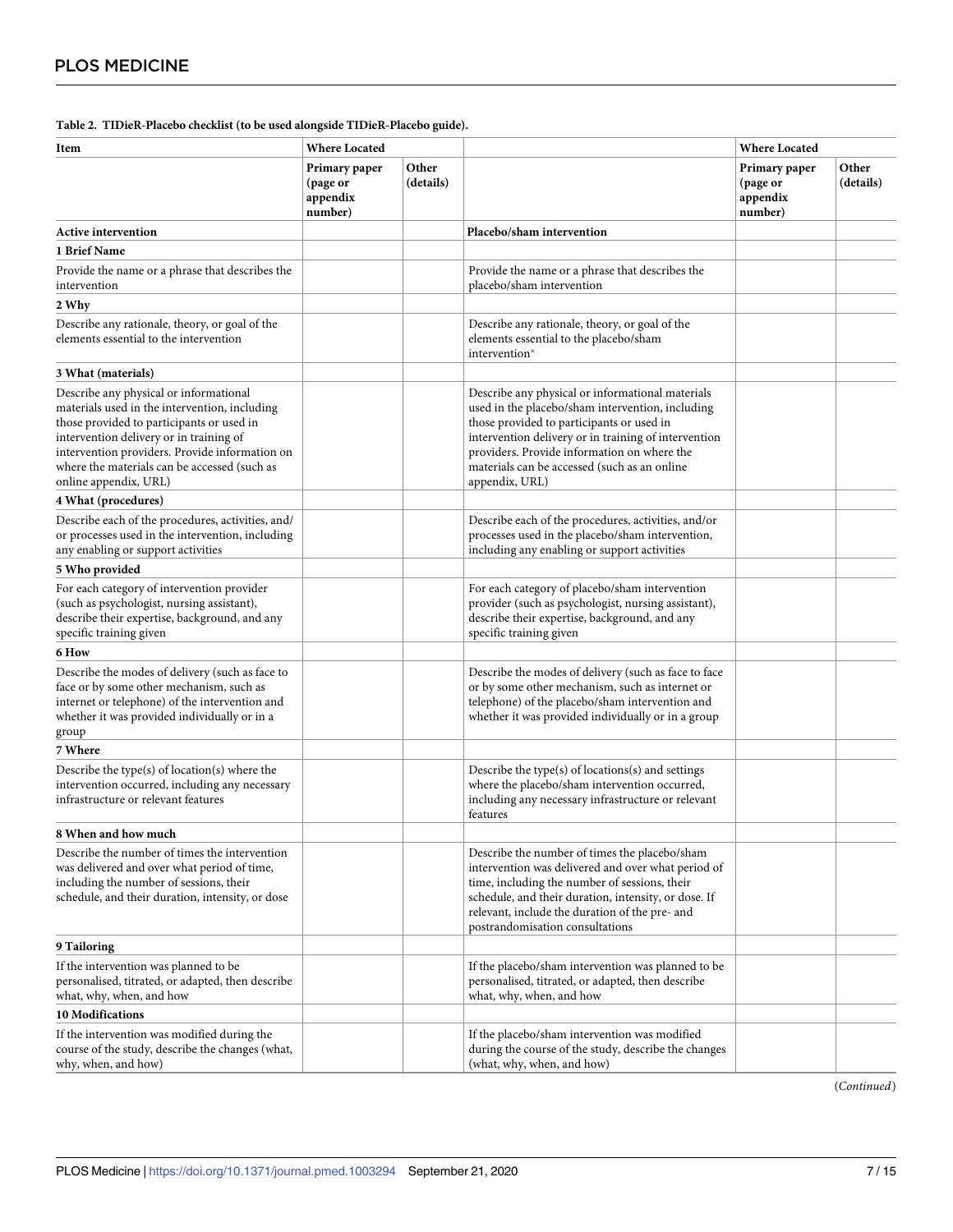**Table 2. TIDieR-Placebo checklist (to be used alongside TIDieR-Placebo guide).**

| Item | Where Located | | | Where Located | |
|---|---|---|---|---|---|
| | Primary paper (page or appendix number) | Other (details) | | Primary paper (page or appendix number) | Other (details) |
| **Active intervention** | | | **Placebo/sham intervention** | | |
| **1 Brief Name** | | | | | |
| Provide the name or a phrase that describes the intervention | | | Provide the name or a phrase that describes the placebo/sham intervention | | |
| **2 Why** | | | | | |
| Describe any rationale, theory, or goal of the elements essential to the intervention | | | Describe any rationale, theory, or goal of the elements essential to the placebo/sham intervention* | | |
| **3 What (materials)** | | | | | |
| Describe any physical or informational materials used in the intervention, including those provided to participants or used in intervention delivery or in training of intervention providers. Provide information on where the materials can be accessed (such as online appendix, URL) | | | Describe any physical or informational materials used in the placebo/sham intervention, including those provided to participants or used in intervention delivery or in training of intervention providers. Provide information on where the materials can be accessed (such as an online appendix, URL) | | |
| **4 What (procedures)** | | | | | |
| Describe each of the procedures, activities, and/or processes used in the intervention, including any enabling or support activities | | | Describe each of the procedures, activities, and/or processes used in the placebo/sham intervention, including any enabling or support activities | | |
| **5 Who provided** | | | | | |
| For each category of intervention provider (such as psychologist, nursing assistant), describe their expertise, background, and any specific training given | | | For each category of placebo/sham intervention provider (such as psychologist, nursing assistant), describe their expertise, background, and any specific training given | | |
| **6 How** | | | | | |
| Describe the modes of delivery (such as face to face or by some other mechanism, such as internet or telephone) of the intervention and whether it was provided individually or in a group | | | Describe the modes of delivery (such as face to face or by some other mechanism, such as internet or telephone) of the placebo/sham intervention and whether it was provided individually or in a group | | |
| **7 Where** | | | | | |
| Describe the type(s) of location(s) where the intervention occurred, including any necessary infrastructure or relevant features | | | Describe the type(s) of locations(s) and settings where the placebo/sham intervention occurred, including any necessary infrastructure or relevant features | | |
| **8 When and how much** | | | | | |
| Describe the number of times the intervention was delivered and over what period of time, including the number of sessions, their schedule, and their duration, intensity, or dose | | | Describe the number of times the placebo/sham intervention was delivered and over what period of time, including the number of sessions, their schedule, and their duration, intensity, or dose. If relevant, include the duration of the pre- and postrandomisation consultations | | |
| **9 Tailoring** | | | | | |
| If the intervention was planned to be personalised, titrated, or adapted, then describe what, why, when, and how | | | If the placebo/sham intervention was planned to be personalised, titrated, or adapted, then describe what, why, when, and how | | |
| **10 Modifications** | | | | | |
| If the intervention was modified during the course of the study, describe the changes (what, why, when, and how) | | | If the placebo/sham intervention was modified during the course of the study, describe the changes (what, why, when, and how) | | |

(*Continued*)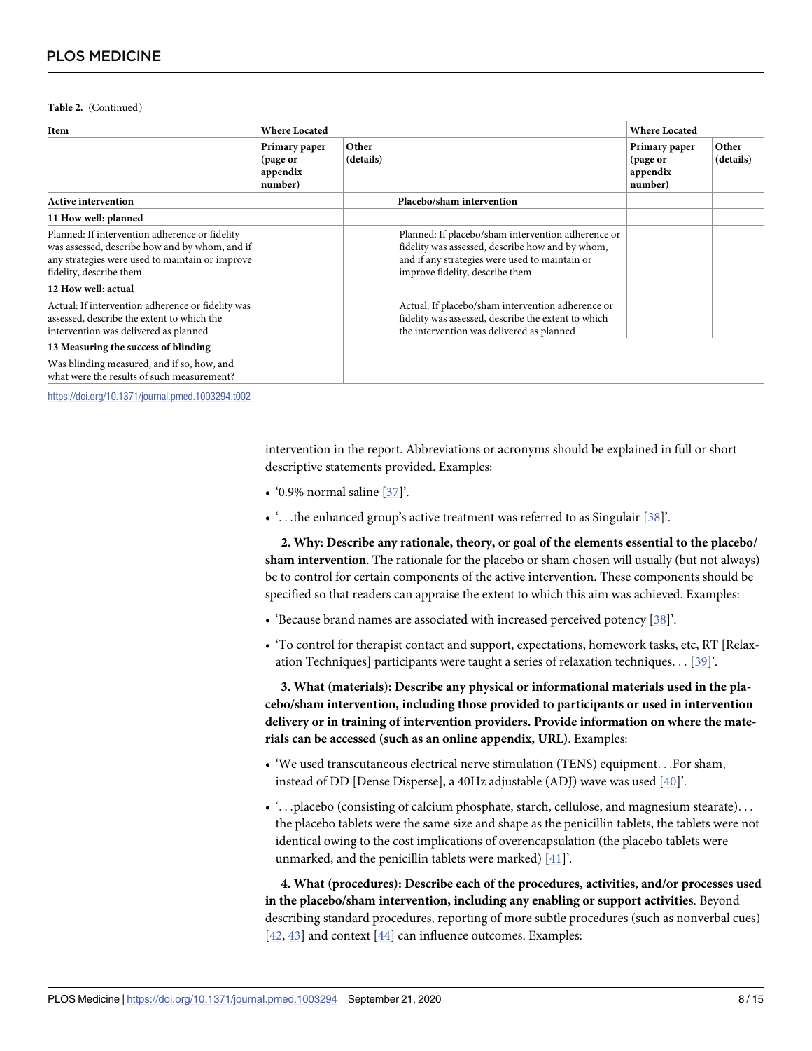**Table 2.** (Continued)

| Item | Where Located | | | Where Located | |
|---|---|---|---|---|---|
| | Primary paper (page or appendix number) | Other (details) | | Primary paper (page or appendix number) | Other (details) |
| **Active intervention** | | | **Placebo/sham intervention** | | |
| **11 How well: planned** | | | | | |
| Planned: If intervention adherence or fidelity was assessed, describe how and by whom, and if any strategies were used to maintain or improve fidelity, describe them | | | Planned: If placebo/sham intervention adherence or fidelity was assessed, describe how and by whom, and if any strategies were used to maintain or improve fidelity, describe them | | |
| **12 How well: actual** | | | | | |
| Actual: If intervention adherence or fidelity was assessed, describe the extent to which the intervention was delivered as planned | | | Actual: If placebo/sham intervention adherence or fidelity was assessed, describe the extent to which the intervention was delivered as planned | | |
| **13 Measuring the success of blinding** | | | | | |
| Was blinding measured, and if so, how, and what were the results of such measurement? | | | | | |

https://doi.org/10.1371/journal.pmed.1003294.t002

intervention in the report. Abbreviations or acronyms should be explained in full or short descriptive statements provided. Examples:

- '0.9% normal saline [37]'.
- '. . .the enhanced group's active treatment was referred to as Singulair [38]'.

**2. Why: Describe any rationale, theory, or goal of the elements essential to the placebo/sham intervention**. The rationale for the placebo or sham chosen will usually (but not always) be to control for certain components of the active intervention. These components should be specified so that readers can appraise the extent to which this aim was achieved. Examples:

- 'Because brand names are associated with increased perceived potency [38]'.
- 'To control for therapist contact and support, expectations, homework tasks, etc, RT [Relaxation Techniques] participants were taught a series of relaxation techniques. . . [39]'.

**3. What (materials): Describe any physical or informational materials used in the placebo/sham intervention, including those provided to participants or used in intervention delivery or in training of intervention providers. Provide information on where the materials can be accessed (such as an online appendix, URL)**. Examples:

- 'We used transcutaneous electrical nerve stimulation (TENS) equipment. . .For sham, instead of DD [Dense Disperse], a 40Hz adjustable (ADJ) wave was used [40]'.
- '. . .placebo (consisting of calcium phosphate, starch, cellulose, and magnesium stearate). . . the placebo tablets were the same size and shape as the penicillin tablets, the tablets were not identical owing to the cost implications of overencapsulation (the placebo tablets were unmarked, and the penicillin tablets were marked) [41]'.

**4. What (procedures): Describe each of the procedures, activities, and/or processes used in the placebo/sham intervention, including any enabling or support activities**. Beyond describing standard procedures, reporting of more subtle procedures (such as nonverbal cues) [42, 43] and context [44] can influence outcomes. Examples: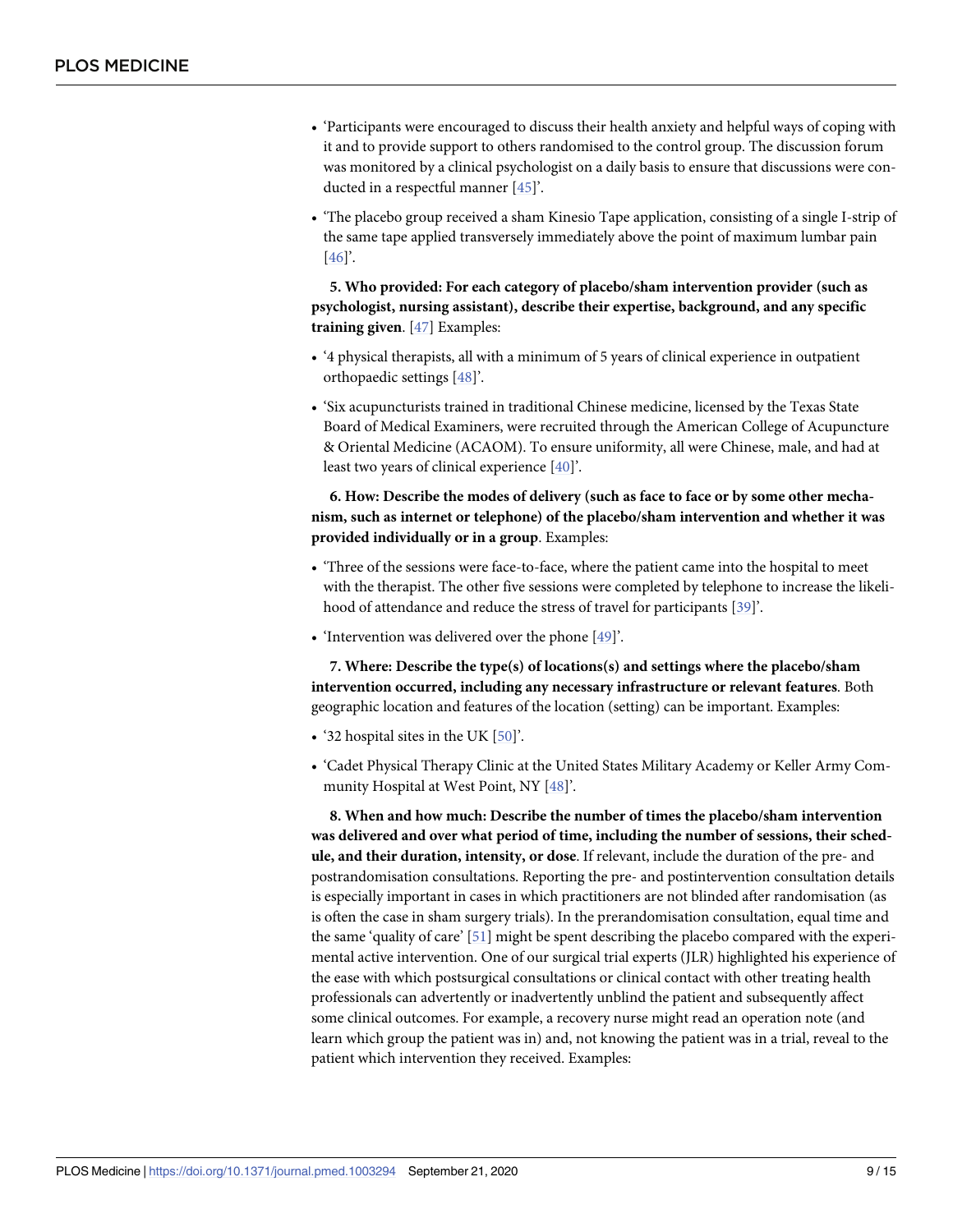- 'Participants were encouraged to discuss their health anxiety and helpful ways of coping with it and to provide support to others randomised to the control group. The discussion forum was monitored by a clinical psychologist on a daily basis to ensure that discussions were conducted in a respectful manner [45]'.
- 'The placebo group received a sham Kinesio Tape application, consisting of a single I-strip of the same tape applied transversely immediately above the point of maximum lumbar pain [46]'.

**5. Who provided: For each category of placebo/sham intervention provider (such as psychologist, nursing assistant), describe their expertise, background, and any specific training given**. [47] Examples:

- '4 physical therapists, all with a minimum of 5 years of clinical experience in outpatient orthopaedic settings [48]'.
- 'Six acupuncturists trained in traditional Chinese medicine, licensed by the Texas State Board of Medical Examiners, were recruited through the American College of Acupuncture & Oriental Medicine (ACAOM). To ensure uniformity, all were Chinese, male, and had at least two years of clinical experience [40]'.

**6. How: Describe the modes of delivery (such as face to face or by some other mechanism, such as internet or telephone) of the placebo/sham intervention and whether it was provided individually or in a group**. Examples:

- 'Three of the sessions were face-to-face, where the patient came into the hospital to meet with the therapist. The other five sessions were completed by telephone to increase the likelihood of attendance and reduce the stress of travel for participants [39]'.
- 'Intervention was delivered over the phone [49]'.

**7. Where: Describe the type(s) of locations(s) and settings where the placebo/sham intervention occurred, including any necessary infrastructure or relevant features**. Both geographic location and features of the location (setting) can be important. Examples:

- '32 hospital sites in the UK [50]'.
- 'Cadet Physical Therapy Clinic at the United States Military Academy or Keller Army Community Hospital at West Point, NY [48]'.

**8. When and how much: Describe the number of times the placebo/sham intervention was delivered and over what period of time, including the number of sessions, their schedule, and their duration, intensity, or dose**. If relevant, include the duration of the pre- and postrandomisation consultations. Reporting the pre- and postintervention consultation details is especially important in cases in which practitioners are not blinded after randomisation (as is often the case in sham surgery trials). In the prerandomisation consultation, equal time and the same 'quality of care' [51] might be spent describing the placebo compared with the experimental active intervention. One of our surgical trial experts (JLR) highlighted his experience of the ease with which postsurgical consultations or clinical contact with other treating health professionals can advertently or inadvertently unblind the patient and subsequently affect some clinical outcomes. For example, a recovery nurse might read an operation note (and learn which group the patient was in) and, not knowing the patient was in a trial, reveal to the patient which intervention they received. Examples: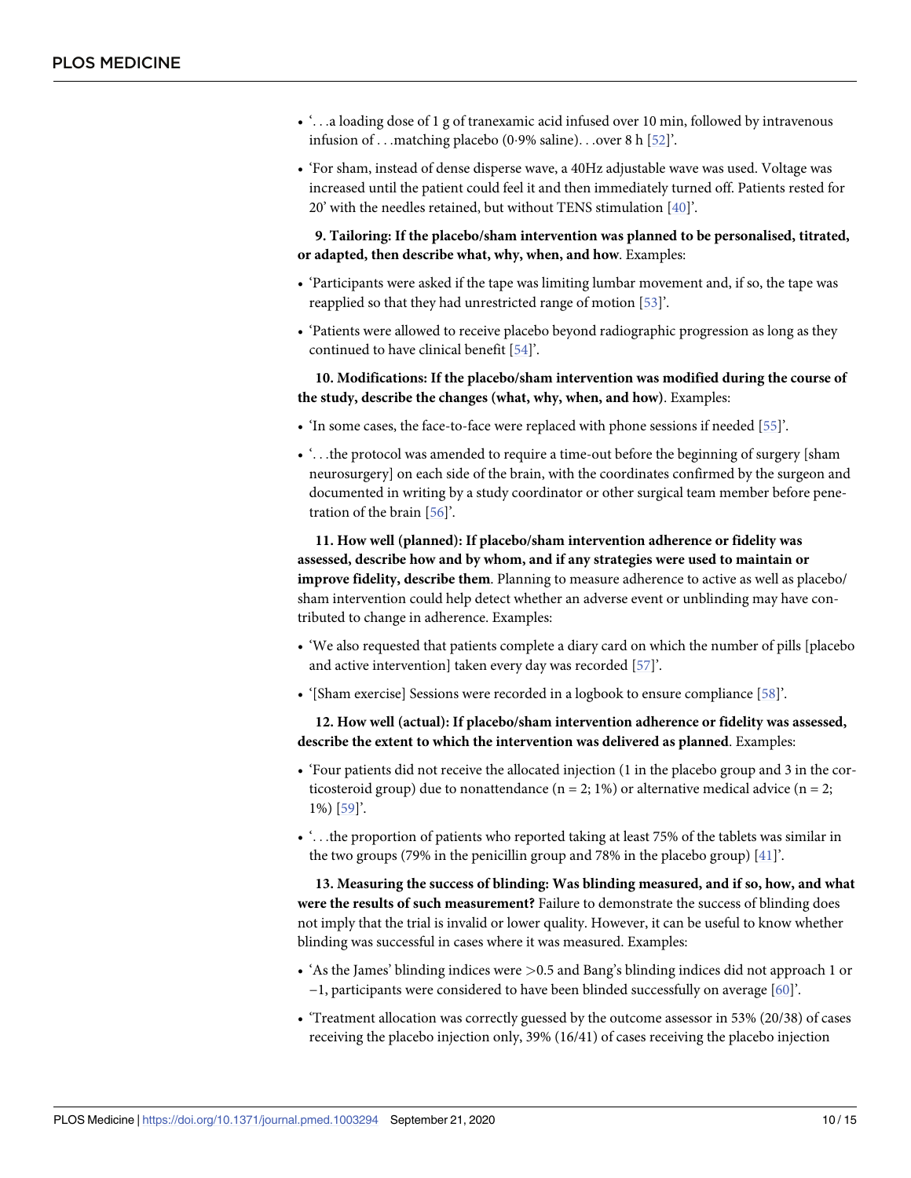- '. . .a loading dose of 1 g of tranexamic acid infused over 10 min, followed by intravenous infusion of . . .matching placebo (0·9% saline). . .over 8 h [52]'.
- 'For sham, instead of dense disperse wave, a 40Hz adjustable wave was used. Voltage was increased until the patient could feel it and then immediately turned off. Patients rested for 20' with the needles retained, but without TENS stimulation [40]'.

**9. Tailoring: If the placebo/sham intervention was planned to be personalised, titrated, or adapted, then describe what, why, when, and how**. Examples:

- 'Participants were asked if the tape was limiting lumbar movement and, if so, the tape was reapplied so that they had unrestricted range of motion [53]'.
- 'Patients were allowed to receive placebo beyond radiographic progression as long as they continued to have clinical benefit [54]'.

**10. Modifications: If the placebo/sham intervention was modified during the course of the study, describe the changes (what, why, when, and how)**. Examples:

- 'In some cases, the face-to-face were replaced with phone sessions if needed [55]'.
- '. . .the protocol was amended to require a time-out before the beginning of surgery [sham neurosurgery] on each side of the brain, with the coordinates confirmed by the surgeon and documented in writing by a study coordinator or other surgical team member before penetration of the brain [56]'.

**11. How well (planned): If placebo/sham intervention adherence or fidelity was assessed, describe how and by whom, and if any strategies were used to maintain or improve fidelity, describe them**. Planning to measure adherence to active as well as placebo/sham intervention could help detect whether an adverse event or unblinding may have contributed to change in adherence. Examples:

- 'We also requested that patients complete a diary card on which the number of pills [placebo and active intervention] taken every day was recorded [57]'.
- '[Sham exercise] Sessions were recorded in a logbook to ensure compliance [58]'.

**12. How well (actual): If placebo/sham intervention adherence or fidelity was assessed, describe the extent to which the intervention was delivered as planned**. Examples:

- 'Four patients did not receive the allocated injection (1 in the placebo group and 3 in the corticosteroid group) due to nonattendance (n = 2; 1%) or alternative medical advice (n = 2; 1%) [59]'.
- '. . .the proportion of patients who reported taking at least 75% of the tablets was similar in the two groups (79% in the penicillin group and 78% in the placebo group) [41]'.

**13. Measuring the success of blinding: Was blinding measured, and if so, how, and what were the results of such measurement?** Failure to demonstrate the success of blinding does not imply that the trial is invalid or lower quality. However, it can be useful to know whether blinding was successful in cases where it was measured. Examples:

- 'As the James' blinding indices were >0.5 and Bang's blinding indices did not approach 1 or −1, participants were considered to have been blinded successfully on average [60]'.
- 'Treatment allocation was correctly guessed by the outcome assessor in 53% (20/38) of cases receiving the placebo injection only, 39% (16/41) of cases receiving the placebo injection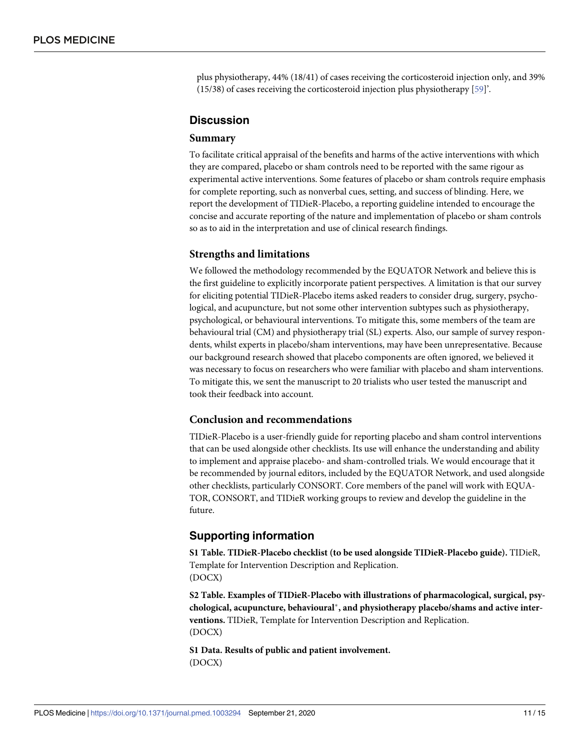plus physiotherapy, 44% (18/41) of cases receiving the corticosteroid injection only, and 39% (15/38) of cases receiving the corticosteroid injection plus physiotherapy [59]'.

## Discussion

### Summary

To facilitate critical appraisal of the benefits and harms of the active interventions with which they are compared, placebo or sham controls need to be reported with the same rigour as experimental active interventions. Some features of placebo or sham controls require emphasis for complete reporting, such as nonverbal cues, setting, and success of blinding. Here, we report the development of TIDieR-Placebo, a reporting guideline intended to encourage the concise and accurate reporting of the nature and implementation of placebo or sham controls so as to aid in the interpretation and use of clinical research findings.

### Strengths and limitations

We followed the methodology recommended by the EQUATOR Network and believe this is the first guideline to explicitly incorporate patient perspectives. A limitation is that our survey for eliciting potential TIDieR-Placebo items asked readers to consider drug, surgery, psychological, and acupuncture, but not some other intervention subtypes such as physiotherapy, psychological, or behavioural interventions. To mitigate this, some members of the team are behavioural trial (CM) and physiotherapy trial (SL) experts. Also, our sample of survey respondents, whilst experts in placebo/sham interventions, may have been unrepresentative. Because our background research showed that placebo components are often ignored, we believed it was necessary to focus on researchers who were familiar with placebo and sham interventions. To mitigate this, we sent the manuscript to 20 trialists who user tested the manuscript and took their feedback into account.

### Conclusion and recommendations

TIDieR-Placebo is a user-friendly guide for reporting placebo and sham control interventions that can be used alongside other checklists. Its use will enhance the understanding and ability to implement and appraise placebo- and sham-controlled trials. We would encourage that it be recommended by journal editors, included by the EQUATOR Network, and used alongside other checklists, particularly CONSORT. Core members of the panel will work with EQUATOR, CONSORT, and TIDieR working groups to review and develop the guideline in the future.

## Supporting information

**S1 Table. TIDieR-Placebo checklist (to be used alongside TIDieR-Placebo guide).** TIDieR, Template for Intervention Description and Replication.
(DOCX)

**S2 Table. Examples of TIDieR-Placebo with illustrations of pharmacological, surgical, psychological, acupuncture, behavioural*, and physiotherapy placebo/shams and active interventions.** TIDieR, Template for Intervention Description and Replication.
(DOCX)

**S1 Data. Results of public and patient involvement.**
(DOCX)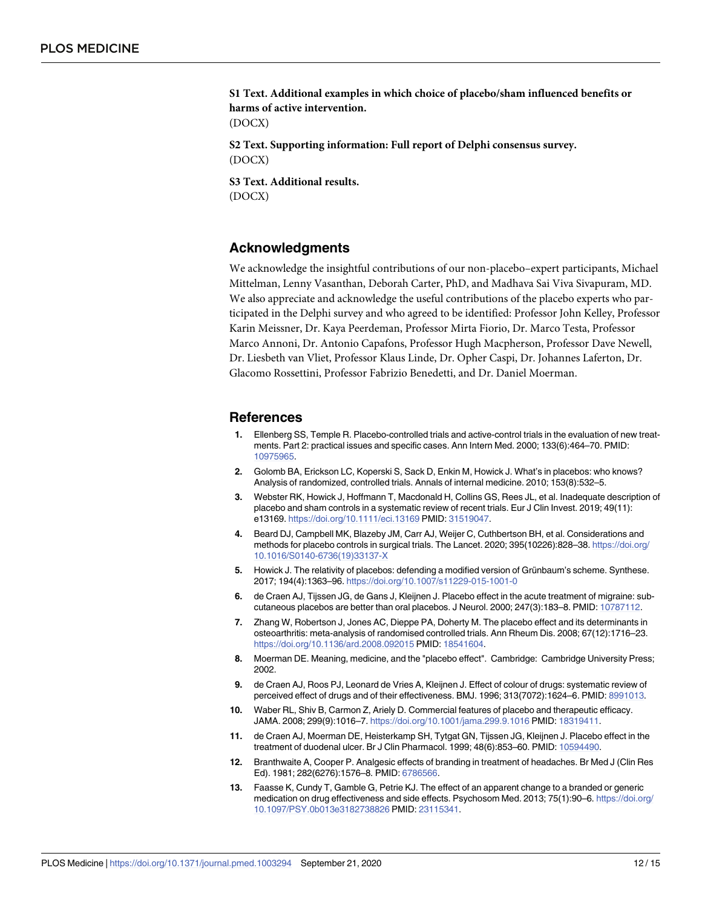**S1 Text. Additional examples in which choice of placebo/sham influenced benefits or harms of active intervention.**
(DOCX)

**S2 Text. Supporting information: Full report of Delphi consensus survey.**
(DOCX)

**S3 Text. Additional results.**
(DOCX)

## Acknowledgments

We acknowledge the insightful contributions of our non-placebo–expert participants, Michael Mittelman, Lenny Vasanthan, Deborah Carter, PhD, and Madhava Sai Viva Sivapuram, MD. We also appreciate and acknowledge the useful contributions of the placebo experts who participated in the Delphi survey and who agreed to be identified: Professor John Kelley, Professor Karin Meissner, Dr. Kaya Peerdeman, Professor Mirta Fiorio, Dr. Marco Testa, Professor Marco Annoni, Dr. Antonio Capafons, Professor Hugh Macpherson, Professor Dave Newell, Dr. Liesbeth van Vliet, Professor Klaus Linde, Dr. Opher Caspi, Dr. Johannes Laferton, Dr. Glacomo Rossettini, Professor Fabrizio Benedetti, and Dr. Daniel Moerman.

## References

1. Ellenberg SS, Temple R. Placebo-controlled trials and active-control trials in the evaluation of new treatments. Part 2: practical issues and specific cases. Ann Intern Med. 2000; 133(6):464–70. PMID: 10975965.
2. Golomb BA, Erickson LC, Koperski S, Sack D, Enkin M, Howick J. What's in placebos: who knows? Analysis of randomized, controlled trials. Annals of internal medicine. 2010; 153(8):532–5.
3. Webster RK, Howick J, Hoffmann T, Macdonald H, Collins GS, Rees JL, et al. Inadequate description of placebo and sham controls in a systematic review of recent trials. Eur J Clin Invest. 2019; 49(11): e13169. https://doi.org/10.1111/eci.13169 PMID: 31519047.
4. Beard DJ, Campbell MK, Blazeby JM, Carr AJ, Weijer C, Cuthbertson BH, et al. Considerations and methods for placebo controls in surgical trials. The Lancet. 2020; 395(10226):828–38. https://doi.org/10.1016/S0140-6736(19)33137-X
5. Howick J. The relativity of placebos: defending a modified version of Grünbaum's scheme. Synthese. 2017; 194(4):1363–96. https://doi.org/10.1007/s11229-015-1001-0
6. de Craen AJ, Tijssen JG, de Gans J, Kleijnen J. Placebo effect in the acute treatment of migraine: subcutaneous placebos are better than oral placebos. J Neurol. 2000; 247(3):183–8. PMID: 10787112.
7. Zhang W, Robertson J, Jones AC, Dieppe PA, Doherty M. The placebo effect and its determinants in osteoarthritis: meta-analysis of randomised controlled trials. Ann Rheum Dis. 2008; 67(12):1716–23. https://doi.org/10.1136/ard.2008.092015 PMID: 18541604.
8. Moerman DE. Meaning, medicine, and the "placebo effect". Cambridge: Cambridge University Press; 2002.
9. de Craen AJ, Roos PJ, Leonard de Vries A, Kleijnen J. Effect of colour of drugs: systematic review of perceived effect of drugs and of their effectiveness. BMJ. 1996; 313(7072):1624–6. PMID: 8991013.
10. Waber RL, Shiv B, Carmon Z, Ariely D. Commercial features of placebo and therapeutic efficacy. JAMA. 2008; 299(9):1016–7. https://doi.org/10.1001/jama.299.9.1016 PMID: 18319411.
11. de Craen AJ, Moerman DE, Heisterkamp SH, Tytgat GN, Tijssen JG, Kleijnen J. Placebo effect in the treatment of duodenal ulcer. Br J Clin Pharmacol. 1999; 48(6):853–60. PMID: 10594490.
12. Branthwaite A, Cooper P. Analgesic effects of branding in treatment of headaches. Br Med J (Clin Res Ed). 1981; 282(6276):1576–8. PMID: 6786566.
13. Faasse K, Cundy T, Gamble G, Petrie KJ. The effect of an apparent change to a branded or generic medication on drug effectiveness and side effects. Psychosom Med. 2013; 75(1):90–6. https://doi.org/10.1097/PSY.0b013e3182738826 PMID: 23115341.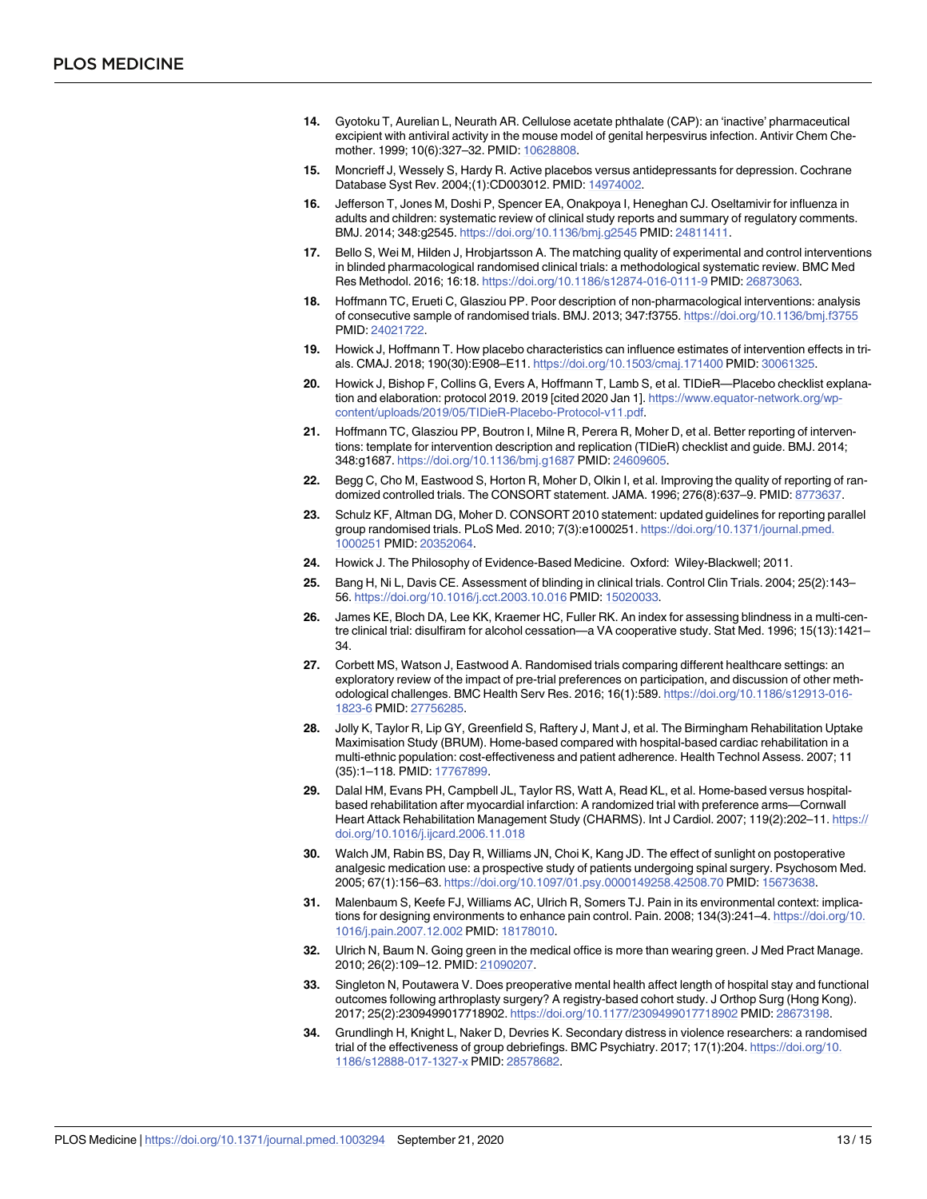14. Gyotoku T, Aurelian L, Neurath AR. Cellulose acetate phthalate (CAP): an 'inactive' pharmaceutical excipient with antiviral activity in the mouse model of genital herpesvirus infection. Antivir Chem Chemother. 1999; 10(6):327–32. PMID: 10628808.

15. Moncrieff J, Wessely S, Hardy R. Active placebos versus antidepressants for depression. Cochrane Database Syst Rev. 2004;(1):CD003012. PMID: 14974002.

16. Jefferson T, Jones M, Doshi P, Spencer EA, Onakpoya I, Heneghan CJ. Oseltamivir for influenza in adults and children: systematic review of clinical study reports and summary of regulatory comments. BMJ. 2014; 348:g2545. https://doi.org/10.1136/bmj.g2545 PMID: 24811411.

17. Bello S, Wei M, Hilden J, Hrobjartsson A. The matching quality of experimental and control interventions in blinded pharmacological randomised clinical trials: a methodological systematic review. BMC Med Res Methodol. 2016; 16:18. https://doi.org/10.1186/s12874-016-0111-9 PMID: 26873063.

18. Hoffmann TC, Erueti C, Glasziou PP. Poor description of non-pharmacological interventions: analysis of consecutive sample of randomised trials. BMJ. 2013; 347:f3755. https://doi.org/10.1136/bmj.f3755 PMID: 24021722.

19. Howick J, Hoffmann T. How placebo characteristics can influence estimates of intervention effects in trials. CMAJ. 2018; 190(30):E908–E11. https://doi.org/10.1503/cmaj.171400 PMID: 30061325.

20. Howick J, Bishop F, Collins G, Evers A, Hoffmann T, Lamb S, et al. TIDieR—Placebo checklist explanation and elaboration: protocol 2019. 2019 [cited 2020 Jan 1]. https://www.equator-network.org/wp-content/uploads/2019/05/TIDieR-Placebo-Protocol-v11.pdf.

21. Hoffmann TC, Glasziou PP, Boutron I, Milne R, Perera R, Moher D, et al. Better reporting of interventions: template for intervention description and replication (TIDieR) checklist and guide. BMJ. 2014; 348:g1687. https://doi.org/10.1136/bmj.g1687 PMID: 24609605.

22. Begg C, Cho M, Eastwood S, Horton R, Moher D, Olkin I, et al. Improving the quality of reporting of randomized controlled trials. The CONSORT statement. JAMA. 1996; 276(8):637–9. PMID: 8773637.

23. Schulz KF, Altman DG, Moher D. CONSORT 2010 statement: updated guidelines for reporting parallel group randomised trials. PLoS Med. 2010; 7(3):e1000251. https://doi.org/10.1371/journal.pmed.1000251 PMID: 20352064.

24. Howick J. The Philosophy of Evidence-Based Medicine. Oxford: Wiley-Blackwell; 2011.

25. Bang H, Ni L, Davis CE. Assessment of blinding in clinical trials. Control Clin Trials. 2004; 25(2):143–56. https://doi.org/10.1016/j.cct.2003.10.016 PMID: 15020033.

26. James KE, Bloch DA, Lee KK, Kraemer HC, Fuller RK. An index for assessing blindness in a multi-centre clinical trial: disulfiram for alcohol cessation—a VA cooperative study. Stat Med. 1996; 15(13):1421–34.

27. Corbett MS, Watson J, Eastwood A. Randomised trials comparing different healthcare settings: an exploratory review of the impact of pre-trial preferences on participation, and discussion of other methodological challenges. BMC Health Serv Res. 2016; 16(1):589. https://doi.org/10.1186/s12913-016-1823-6 PMID: 27756285.

28. Jolly K, Taylor R, Lip GY, Greenfield S, Raftery J, Mant J, et al. The Birmingham Rehabilitation Uptake Maximisation Study (BRUM). Home-based compared with hospital-based cardiac rehabilitation in a multi-ethnic population: cost-effectiveness and patient adherence. Health Technol Assess. 2007; 11 (35):1–118. PMID: 17767899.

29. Dalal HM, Evans PH, Campbell JL, Taylor RS, Watt A, Read KL, et al. Home-based versus hospital-based rehabilitation after myocardial infarction: A randomized trial with preference arms—Cornwall Heart Attack Rehabilitation Management Study (CHARMS). Int J Cardiol. 2007; 119(2):202–11. https://doi.org/10.1016/j.ijcard.2006.11.018

30. Walch JM, Rabin BS, Day R, Williams JN, Choi K, Kang JD. The effect of sunlight on postoperative analgesic medication use: a prospective study of patients undergoing spinal surgery. Psychosom Med. 2005; 67(1):156–63. https://doi.org/10.1097/01.psy.0000149258.42508.70 PMID: 15673638.

31. Malenbaum S, Keefe FJ, Williams AC, Ulrich R, Somers TJ. Pain in its environmental context: implications for designing environments to enhance pain control. Pain. 2008; 134(3):241–4. https://doi.org/10.1016/j.pain.2007.12.002 PMID: 18178010.

32. Ulrich N, Baum N. Going green in the medical office is more than wearing green. J Med Pract Manage. 2010; 26(2):109–12. PMID: 21090207.

33. Singleton N, Poutawera V. Does preoperative mental health affect length of hospital stay and functional outcomes following arthroplasty surgery? A registry-based cohort study. J Orthop Surg (Hong Kong). 2017; 25(2):2309499017718902. https://doi.org/10.1177/2309499017718902 PMID: 28673198.

34. Grundlingh H, Knight L, Naker D, Devries K. Secondary distress in violence researchers: a randomised trial of the effectiveness of group debriefings. BMC Psychiatry. 2017; 17(1):204. https://doi.org/10.1186/s12888-017-1327-x PMID: 28578682.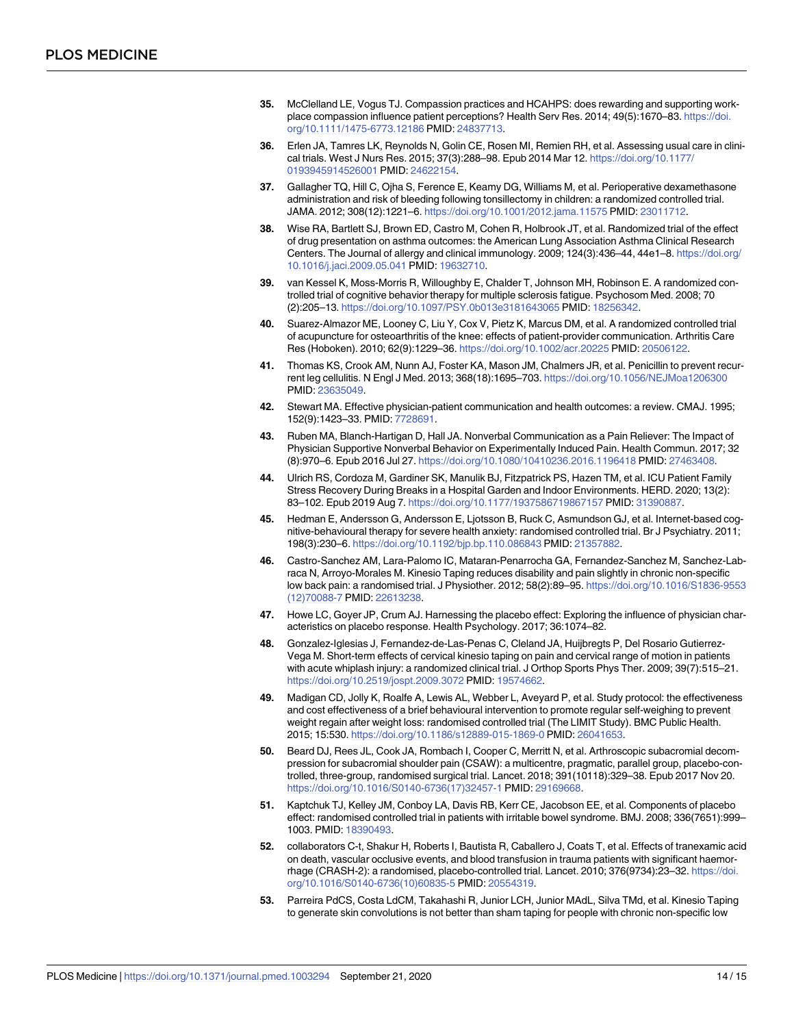35. McClelland LE, Vogus TJ. Compassion practices and HCAHPS: does rewarding and supporting workplace compassion influence patient perceptions? Health Serv Res. 2014; 49(5):1670–83. https://doi.org/10.1111/1475-6773.12186 PMID: 24837713.

36. Erlen JA, Tamres LK, Reynolds N, Golin CE, Rosen MI, Remien RH, et al. Assessing usual care in clinical trials. West J Nurs Res. 2015; 37(3):288–98. Epub 2014 Mar 12. https://doi.org/10.1177/0193945914526001 PMID: 24622154.

37. Gallagher TQ, Hill C, Ojha S, Ference E, Keamy DG, Williams M, et al. Perioperative dexamethasone administration and risk of bleeding following tonsillectomy in children: a randomized controlled trial. JAMA. 2012; 308(12):1221–6. https://doi.org/10.1001/2012.jama.11575 PMID: 23011712.

38. Wise RA, Bartlett SJ, Brown ED, Castro M, Cohen R, Holbrook JT, et al. Randomized trial of the effect of drug presentation on asthma outcomes: the American Lung Association Asthma Clinical Research Centers. The Journal of allergy and clinical immunology. 2009; 124(3):436–44, 44e1–8. https://doi.org/10.1016/j.jaci.2009.05.041 PMID: 19632710.

39. van Kessel K, Moss-Morris R, Willoughby E, Chalder T, Johnson MH, Robinson E. A randomized controlled trial of cognitive behavior therapy for multiple sclerosis fatigue. Psychosom Med. 2008; 70 (2):205–13. https://doi.org/10.1097/PSY.0b013e3181643065 PMID: 18256342.

40. Suarez-Almazor ME, Looney C, Liu Y, Cox V, Pietz K, Marcus DM, et al. A randomized controlled trial of acupuncture for osteoarthritis of the knee: effects of patient-provider communication. Arthritis Care Res (Hoboken). 2010; 62(9):1229–36. https://doi.org/10.1002/acr.20225 PMID: 20506122.

41. Thomas KS, Crook AM, Nunn AJ, Foster KA, Mason JM, Chalmers JR, et al. Penicillin to prevent recurrent leg cellulitis. N Engl J Med. 2013; 368(18):1695–703. https://doi.org/10.1056/NEJMoa1206300 PMID: 23635049.

42. Stewart MA. Effective physician-patient communication and health outcomes: a review. CMAJ. 1995; 152(9):1423–33. PMID: 7728691.

43. Ruben MA, Blanch-Hartigan D, Hall JA. Nonverbal Communication as a Pain Reliever: The Impact of Physician Supportive Nonverbal Behavior on Experimentally Induced Pain. Health Commun. 2017; 32 (8):970–6. Epub 2016 Jul 27. https://doi.org/10.1080/10410236.2016.1196418 PMID: 27463408.

44. Ulrich RS, Cordoza M, Gardiner SK, Manulik BJ, Fitzpatrick PS, Hazen TM, et al. ICU Patient Family Stress Recovery During Breaks in a Hospital Garden and Indoor Environments. HERD. 2020; 13(2): 83–102. Epub 2019 Aug 7. https://doi.org/10.1177/1937586719867157 PMID: 31390887.

45. Hedman E, Andersson G, Andersson E, Ljotsson B, Ruck C, Asmundson GJ, et al. Internet-based cognitive-behavioural therapy for severe health anxiety: randomised controlled trial. Br J Psychiatry. 2011; 198(3):230–6. https://doi.org/10.1192/bjp.bp.110.086843 PMID: 21357882.

46. Castro-Sanchez AM, Lara-Palomo IC, Mataran-Penarrocha GA, Fernandez-Sanchez M, Sanchez-Labraca N, Arroyo-Morales M. Kinesio Taping reduces disability and pain slightly in chronic non-specific low back pain: a randomised trial. J Physiother. 2012; 58(2):89–95. https://doi.org/10.1016/S1836-9553(12)70088-7 PMID: 22613238.

47. Howe LC, Goyer JP, Crum AJ. Harnessing the placebo effect: Exploring the influence of physician characteristics on placebo response. Health Psychology. 2017; 36:1074–82.

48. Gonzalez-Iglesias J, Fernandez-de-Las-Penas C, Cleland JA, Huijbregts P, Del Rosario Gutierrez-Vega M. Short-term effects of cervical kinesio taping on pain and cervical range of motion in patients with acute whiplash injury: a randomized clinical trial. J Orthop Sports Phys Ther. 2009; 39(7):515–21. https://doi.org/10.2519/jospt.2009.3072 PMID: 19574662.

49. Madigan CD, Jolly K, Roalfe A, Lewis AL, Webber L, Aveyard P, et al. Study protocol: the effectiveness and cost effectiveness of a brief behavioural intervention to promote regular self-weighing to prevent weight regain after weight loss: randomised controlled trial (The LIMIT Study). BMC Public Health. 2015; 15:530. https://doi.org/10.1186/s12889-015-1869-0 PMID: 26041653.

50. Beard DJ, Rees JL, Cook JA, Rombach I, Cooper C, Merritt N, et al. Arthroscopic subacromial decompression for subacromial shoulder pain (CSAW): a multicentre, pragmatic, parallel group, placebo-controlled, three-group, randomised surgical trial. Lancet. 2018; 391(10118):329–38. Epub 2017 Nov 20. https://doi.org/10.1016/S0140-6736(17)32457-1 PMID: 29169668.

51. Kaptchuk TJ, Kelley JM, Conboy LA, Davis RB, Kerr CE, Jacobson EE, et al. Components of placebo effect: randomised controlled trial in patients with irritable bowel syndrome. BMJ. 2008; 336(7651):999–1003. PMID: 18390493.

52. collaborators C-t, Shakur H, Roberts I, Bautista R, Caballero J, Coats T, et al. Effects of tranexamic acid on death, vascular occlusive events, and blood transfusion in trauma patients with significant haemorrhage (CRASH-2): a randomised, placebo-controlled trial. Lancet. 2010; 376(9734):23–32. https://doi.org/10.1016/S0140-6736(10)60835-5 PMID: 20554319.

53. Parreira PdCS, Costa LdCM, Takahashi R, Junior LCH, Junior MAdL, Silva TMd, et al. Kinesio Taping to generate skin convolutions is not better than sham taping for people with chronic non-specific low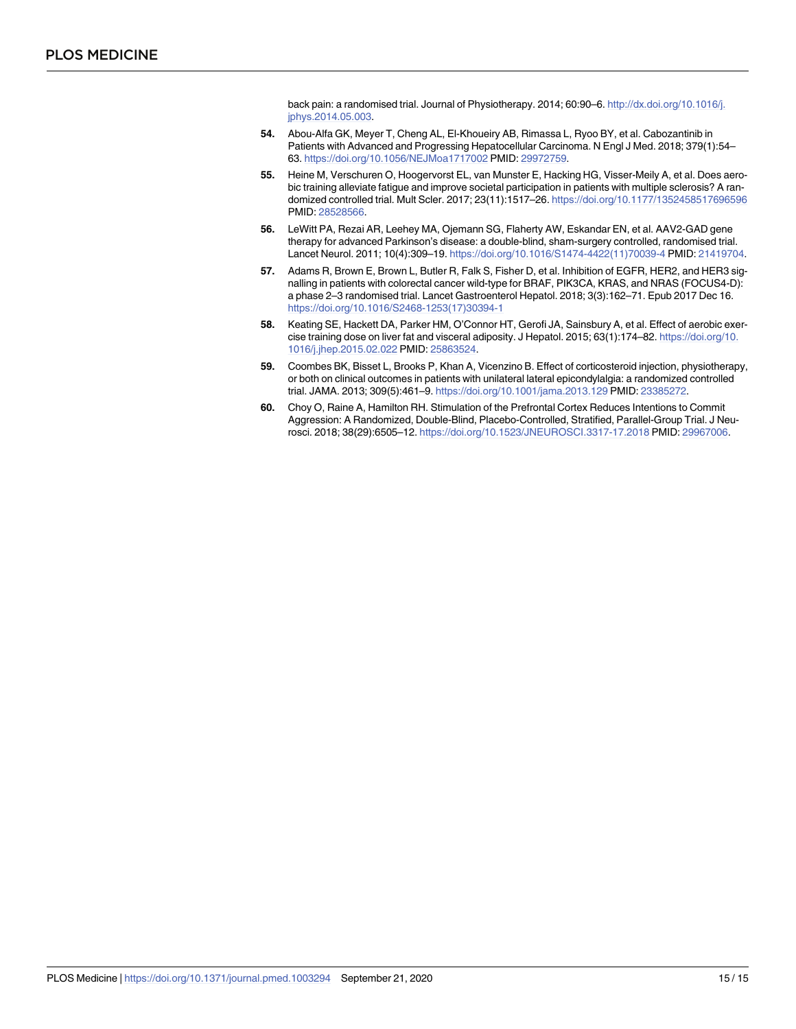back pain: a randomised trial. Journal of Physiotherapy. 2014; 60:90–6. http://dx.doi.org/10.1016/j.jphys.2014.05.003.

54. Abou-Alfa GK, Meyer T, Cheng AL, El-Khoueiry AB, Rimassa L, Ryoo BY, et al. Cabozantinib in Patients with Advanced and Progressing Hepatocellular Carcinoma. N Engl J Med. 2018; 379(1):54–63. https://doi.org/10.1056/NEJMoa1717002 PMID: 29972759.

55. Heine M, Verschuren O, Hoogervorst EL, van Munster E, Hacking HG, Visser-Meily A, et al. Does aerobic training alleviate fatigue and improve societal participation in patients with multiple sclerosis? A randomized controlled trial. Mult Scler. 2017; 23(11):1517–26. https://doi.org/10.1177/1352458517696596 PMID: 28528566.

56. LeWitt PA, Rezai AR, Leehey MA, Ojemann SG, Flaherty AW, Eskandar EN, et al. AAV2-GAD gene therapy for advanced Parkinson's disease: a double-blind, sham-surgery controlled, randomised trial. Lancet Neurol. 2011; 10(4):309–19. https://doi.org/10.1016/S1474-4422(11)70039-4 PMID: 21419704.

57. Adams R, Brown E, Brown L, Butler R, Falk S, Fisher D, et al. Inhibition of EGFR, HER2, and HER3 signalling in patients with colorectal cancer wild-type for BRAF, PIK3CA, KRAS, and NRAS (FOCUS4-D): a phase 2–3 randomised trial. Lancet Gastroenterol Hepatol. 2018; 3(3):162–71. Epub 2017 Dec 16. https://doi.org/10.1016/S2468-1253(17)30394-1

58. Keating SE, Hackett DA, Parker HM, O'Connor HT, Gerofi JA, Sainsbury A, et al. Effect of aerobic exercise training dose on liver fat and visceral adiposity. J Hepatol. 2015; 63(1):174–82. https://doi.org/10.1016/j.jhep.2015.02.022 PMID: 25863524.

59. Coombes BK, Bisset L, Brooks P, Khan A, Vicenzino B. Effect of corticosteroid injection, physiotherapy, or both on clinical outcomes in patients with unilateral lateral epicondylalgia: a randomized controlled trial. JAMA. 2013; 309(5):461–9. https://doi.org/10.1001/jama.2013.129 PMID: 23385272.

60. Choy O, Raine A, Hamilton RH. Stimulation of the Prefrontal Cortex Reduces Intentions to Commit Aggression: A Randomized, Double-Blind, Placebo-Controlled, Stratified, Parallel-Group Trial. J Neurosci. 2018; 38(29):6505–12. https://doi.org/10.1523/JNEUROSCI.3317-17.2018 PMID: 29967006.